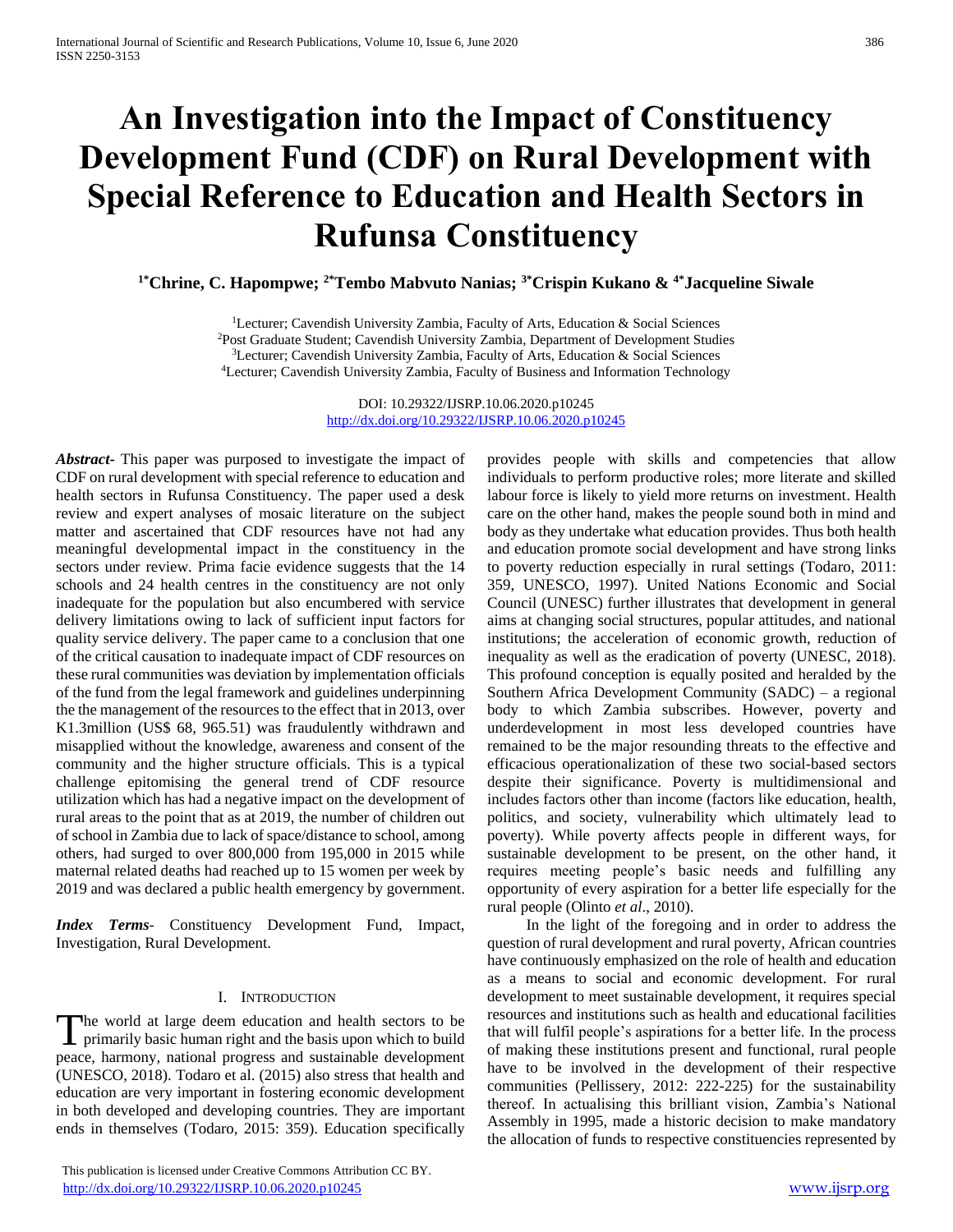# An Investigation into the Impact of Constituency Development Fund (CDF) on Rural Development with Special Reference to Education and Health Sectors in Rufunsa Constituency

**[1*]Chrine, C. Hapompwe; [2*]Tembo Mabvuto Nanias; [3*]Crispin Kukano & [4*]Jacqueline Siwale**

[1]Lecturer; Cavendish University Zambia, Faculty of Arts, Education & Social Sciences
[2]Post Graduate Student; Cavendish University Zambia, Department of Development Studies
[3]Lecturer; Cavendish University Zambia, Faculty of Arts, Education & Social Sciences
[4]Lecturer; Cavendish University Zambia, Faculty of Business and Information Technology

DOI: 10.29322/IJSRP.10.06.2020.p10245
http://dx.doi.org/10.29322/IJSRP.10.06.2020.p10245

***Abstract***- This paper was purposed to investigate the impact of CDF on rural development with special reference to education and health sectors in Rufunsa Constituency. The paper used a desk review and expert analyses of mosaic literature on the subject matter and ascertained that CDF resources have not had any meaningful developmental impact in the constituency in the sectors under review. Prima facie evidence suggests that the 14 schools and 24 health centres in the constituency are not only inadequate for the population but also encumbered with service delivery limitations owing to lack of sufficient input factors for quality service delivery. The paper came to a conclusion that one of the critical causation to inadequate impact of CDF resources on these rural communities was deviation by implementation officials of the fund from the legal framework and guidelines underpinning the the management of the resources to the effect that in 2013, over K1.3million (US$ 68, 965.51) was fraudulently withdrawn and misapplied without the knowledge, awareness and consent of the community and the higher structure officials. This is a typical challenge epitomising the general trend of CDF resource utilization which has had a negative impact on the development of rural areas to the point that as at 2019, the number of children out of school in Zambia due to lack of space/distance to school, among others, had surged to over 800,000 from 195,000 in 2015 while maternal related deaths had reached up to 15 women per week by 2019 and was declared a public health emergency by government.

***Index Terms***- Constituency Development Fund, Impact, Investigation, Rural Development.

## I. Introduction

The world at large deem education and health sectors to be primarily basic human right and the basis upon which to build peace, harmony, national progress and sustainable development (UNESCO, 2018). Todaro et al. (2015) also stress that health and education are very important in fostering economic development in both developed and developing countries. They are important ends in themselves (Todaro, 2015: 359). Education specifically provides people with skills and competencies that allow individuals to perform productive roles; more literate and skilled labour force is likely to yield more returns on investment. Health care on the other hand, makes the people sound both in mind and body as they undertake what education provides. Thus both health and education promote social development and have strong links to poverty reduction especially in rural settings (Todaro, 2011: 359, UNESCO, 1997). United Nations Economic and Social Council (UNESC) further illustrates that development in general aims at changing social structures, popular attitudes, and national institutions; the acceleration of economic growth, reduction of inequality as well as the eradication of poverty (UNESC, 2018). This profound conception is equally posited and heralded by the Southern Africa Development Community (SADC) – a regional body to which Zambia subscribes. However, poverty and underdevelopment in most less developed countries have remained to be the major resounding threats to the effective and efficacious operationalization of these two social-based sectors despite their significance. Poverty is multidimensional and includes factors other than income (factors like education, health, politics, and society, vulnerability which ultimately lead to poverty). While poverty affects people in different ways, for sustainable development to be present, on the other hand, it requires meeting people's basic needs and fulfilling any opportunity of every aspiration for a better life especially for the rural people (Olinto *et al*., 2010).

In the light of the foregoing and in order to address the question of rural development and rural poverty, African countries have continuously emphasized on the role of health and education as a means to social and economic development. For rural development to meet sustainable development, it requires special resources and institutions such as health and educational facilities that will fulfil people's aspirations for a better life. In the process of making these institutions present and functional, rural people have to be involved in the development of their respective communities (Pellissery, 2012: 222-225) for the sustainability thereof. In actualising this brilliant vision, Zambia's National Assembly in 1995, made a historic decision to make mandatory the allocation of funds to respective constituencies represented by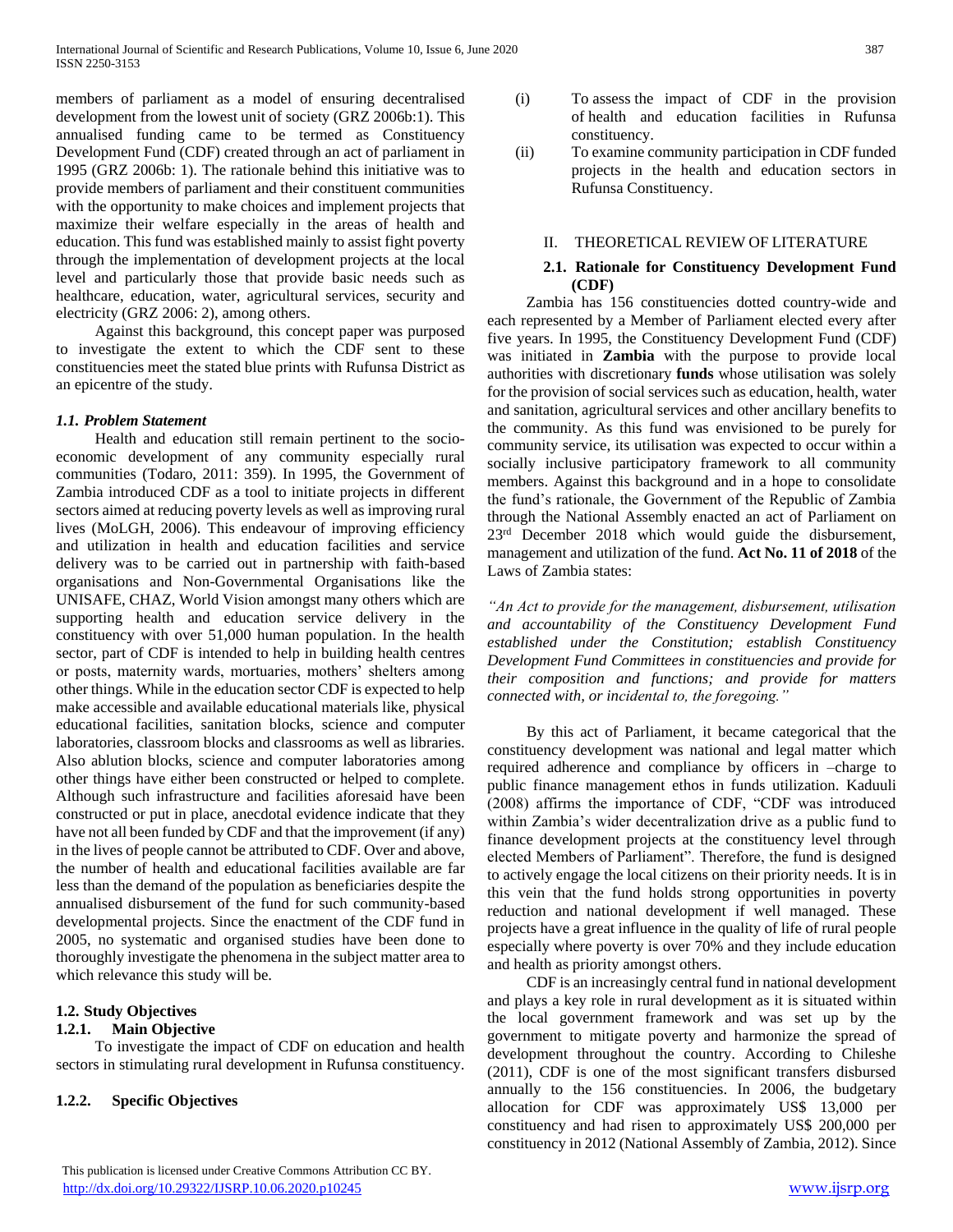members of parliament as a model of ensuring decentralised development from the lowest unit of society (GRZ 2006b:1). This annualised funding came to be termed as Constituency Development Fund (CDF) created through an act of parliament in 1995 (GRZ 2006b: 1). The rationale behind this initiative was to provide members of parliament and their constituent communities with the opportunity to make choices and implement projects that maximize their welfare especially in the areas of health and education. This fund was established mainly to assist fight poverty through the implementation of development projects at the local level and particularly those that provide basic needs such as healthcare, education, water, agricultural services, security and electricity (GRZ 2006: 2), among others.

Against this background, this concept paper was purposed to investigate the extent to which the CDF sent to these constituencies meet the stated blue prints with Rufunsa District as an epicentre of the study.

### *1.1. Problem Statement*

Health and education still remain pertinent to the socio-economic development of any community especially rural communities (Todaro, 2011: 359). In 1995, the Government of Zambia introduced CDF as a tool to initiate projects in different sectors aimed at reducing poverty levels as well as improving rural lives (MoLGH, 2006). This endeavour of improving efficiency and utilization in health and education facilities and service delivery was to be carried out in partnership with faith-based organisations and Non-Governmental Organisations like the UNISAFE, CHAZ, World Vision amongst many others which are supporting health and education service delivery in the constituency with over 51,000 human population. In the health sector, part of CDF is intended to help in building health centres or posts, maternity wards, mortuaries, mothers' shelters among other things. While in the education sector CDF is expected to help make accessible and available educational materials like, physical educational facilities, sanitation blocks, science and computer laboratories, classroom blocks and classrooms as well as libraries. Also ablution blocks, science and computer laboratories among other things have either been constructed or helped to complete. Although such infrastructure and facilities aforesaid have been constructed or put in place, anecdotal evidence indicate that they have not all been funded by CDF and that the improvement (if any) in the lives of people cannot be attributed to CDF. Over and above, the number of health and educational facilities available are far less than the demand of the population as beneficiaries despite the annualised disbursement of the fund for such community-based developmental projects. Since the enactment of the CDF fund in 2005, no systematic and organised studies have been done to thoroughly investigate the phenomena in the subject matter area to which relevance this study will be.

### 1.2. Study Objectives

#### 1.2.1. Main Objective

To investigate the impact of CDF on education and health sectors in stimulating rural development in Rufunsa constituency.

#### 1.2.2. Specific Objectives

(i) To assess the impact of CDF in the provision of health and education facilities in Rufunsa constituency.

(ii) To examine community participation in CDF funded projects in the health and education sectors in Rufunsa Constituency.

## II. THEORETICAL REVIEW OF LITERATURE

### 2.1. Rationale for Constituency Development Fund (CDF)

Zambia has 156 constituencies dotted country-wide and each represented by a Member of Parliament elected every after five years. In 1995, the Constituency Development Fund (CDF) was initiated in **Zambia** with the purpose to provide local authorities with discretionary **funds** whose utilisation was solely for the provision of social services such as education, health, water and sanitation, agricultural services and other ancillary benefits to the community. As this fund was envisioned to be purely for community service, its utilisation was expected to occur within a socially inclusive participatory framework to all community members. Against this background and in a hope to consolidate the fund's rationale, the Government of the Republic of Zambia through the National Assembly enacted an act of Parliament on 23rd December 2018 which would guide the disbursement, management and utilization of the fund. **Act No. 11 of 2018** of the Laws of Zambia states:

*"An Act to provide for the management, disbursement, utilisation and accountability of the Constituency Development Fund established under the Constitution; establish Constituency Development Fund Committees in constituencies and provide for their composition and functions; and provide for matters connected with, or incidental to, the foregoing."*

By this act of Parliament, it became categorical that the constituency development was national and legal matter which required adherence and compliance by officers in –charge to public finance management ethos in funds utilization. Kaduuli (2008) affirms the importance of CDF, "CDF was introduced within Zambia's wider decentralization drive as a public fund to finance development projects at the constituency level through elected Members of Parliament". Therefore, the fund is designed to actively engage the local citizens on their priority needs. It is in this vein that the fund holds strong opportunities in poverty reduction and national development if well managed. These projects have a great influence in the quality of life of rural people especially where poverty is over 70% and they include education and health as priority amongst others.

CDF is an increasingly central fund in national development and plays a key role in rural development as it is situated within the local government framework and was set up by the government to mitigate poverty and harmonize the spread of development throughout the country. According to Chileshe (2011), CDF is one of the most significant transfers disbursed annually to the 156 constituencies. In 2006, the budgetary allocation for CDF was approximately US$ 13,000 per constituency and had risen to approximately US$ 200,000 per constituency in 2012 (National Assembly of Zambia, 2012). Since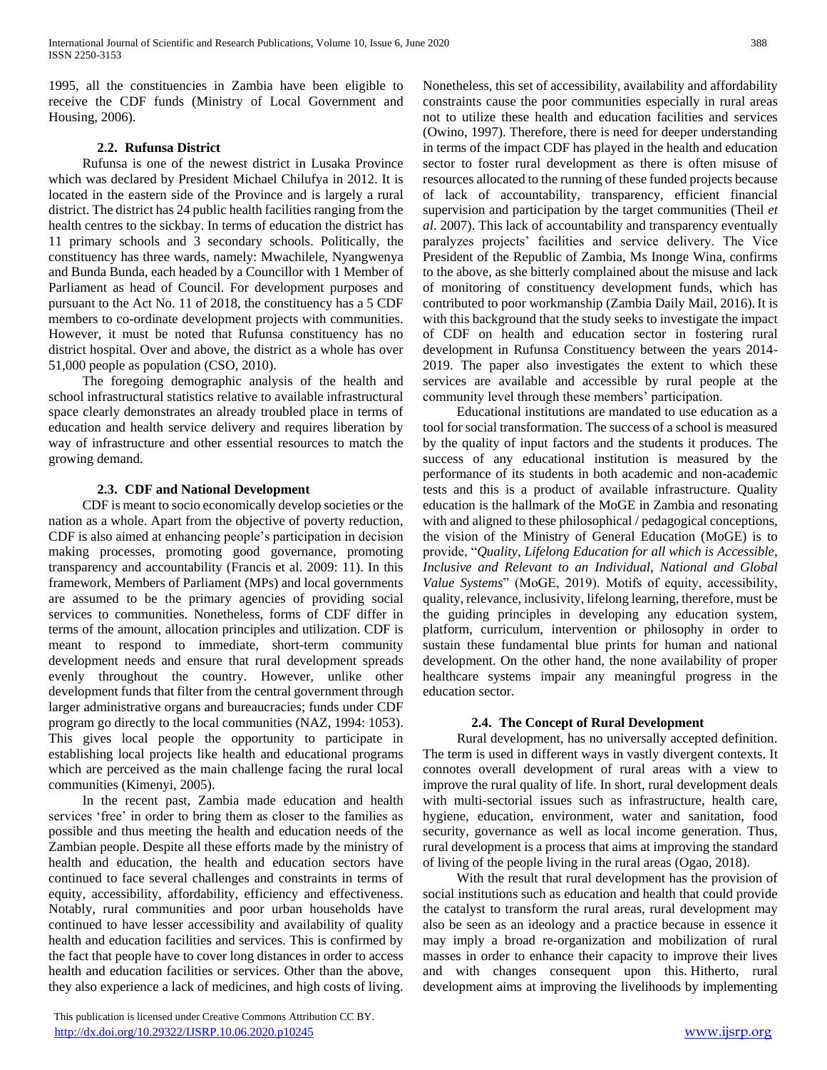1995, all the constituencies in Zambia have been eligible to receive the CDF funds (Ministry of Local Government and Housing, 2006).

### 2.2. Rufunsa District

Rufunsa is one of the newest district in Lusaka Province which was declared by President Michael Chilufya in 2012. It is located in the eastern side of the Province and is largely a rural district. The district has 24 public health facilities ranging from the health centres to the sickbay. In terms of education the district has 11 primary schools and 3 secondary schools. Politically, the constituency has three wards, namely: Mwachilele, Nyangwenya and Bunda Bunda, each headed by a Councillor with 1 Member of Parliament as head of Council. For development purposes and pursuant to the Act No. 11 of 2018, the constituency has a 5 CDF members to co-ordinate development projects with communities. However, it must be noted that Rufunsa constituency has no district hospital. Over and above, the district as a whole has over 51,000 people as population (CSO, 2010).

The foregoing demographic analysis of the health and school infrastructural statistics relative to available infrastructural space clearly demonstrates an already troubled place in terms of education and health service delivery and requires liberation by way of infrastructure and other essential resources to match the growing demand.

### 2.3. CDF and National Development

CDF is meant to socio economically develop societies or the nation as a whole. Apart from the objective of poverty reduction, CDF is also aimed at enhancing people's participation in decision making processes, promoting good governance, promoting transparency and accountability (Francis et al. 2009: 11). In this framework, Members of Parliament (MPs) and local governments are assumed to be the primary agencies of providing social services to communities. Nonetheless, forms of CDF differ in terms of the amount, allocation principles and utilization. CDF is meant to respond to immediate, short-term community development needs and ensure that rural development spreads evenly throughout the country. However, unlike other development funds that filter from the central government through larger administrative organs and bureaucracies; funds under CDF program go directly to the local communities (NAZ, 1994: 1053). This gives local people the opportunity to participate in establishing local projects like health and educational programs which are perceived as the main challenge facing the rural local communities (Kimenyi, 2005).

In the recent past, Zambia made education and health services 'free' in order to bring them as closer to the families as possible and thus meeting the health and education needs of the Zambian people. Despite all these efforts made by the ministry of health and education, the health and education sectors have continued to face several challenges and constraints in terms of equity, accessibility, affordability, efficiency and effectiveness. Notably, rural communities and poor urban households have continued to have lesser accessibility and availability of quality health and education facilities and services. This is confirmed by the fact that people have to cover long distances in order to access health and education facilities or services. Other than the above, they also experience a lack of medicines, and high costs of living. Nonetheless, this set of accessibility, availability and affordability constraints cause the poor communities especially in rural areas not to utilize these health and education facilities and services (Owino, 1997). Therefore, there is need for deeper understanding in terms of the impact CDF has played in the health and education sector to foster rural development as there is often misuse of resources allocated to the running of these funded projects because of lack of accountability, transparency, efficient financial supervision and participation by the target communities (Theil *et al*. 2007). This lack of accountability and transparency eventually paralyzes projects' facilities and service delivery. The Vice President of the Republic of Zambia, Ms Inonge Wina, confirms to the above, as she bitterly complained about the misuse and lack of monitoring of constituency development funds, which has contributed to poor workmanship (Zambia Daily Mail, 2016). It is with this background that the study seeks to investigate the impact of CDF on health and education sector in fostering rural development in Rufunsa Constituency between the years 2014-2019. The paper also investigates the extent to which these services are available and accessible by rural people at the community level through these members' participation.

Educational institutions are mandated to use education as a tool for social transformation. The success of a school is measured by the quality of input factors and the students it produces. The success of any educational institution is measured by the performance of its students in both academic and non-academic tests and this is a product of available infrastructure. Quality education is the hallmark of the MoGE in Zambia and resonating with and aligned to these philosophical / pedagogical conceptions, the vision of the Ministry of General Education (MoGE) is to provide, "*Quality, Lifelong Education for all which is Accessible, Inclusive and Relevant to an Individual, National and Global Value Systems*" (MoGE, 2019). Motifs of equity, accessibility, quality, relevance, inclusivity, lifelong learning, therefore, must be the guiding principles in developing any education system, platform, curriculum, intervention or philosophy in order to sustain these fundamental blue prints for human and national development. On the other hand, the none availability of proper healthcare systems impair any meaningful progress in the education sector.

### 2.4. The Concept of Rural Development

Rural development, has no universally accepted definition. The term is used in different ways in vastly divergent contexts. It connotes overall development of rural areas with a view to improve the rural quality of life. In short, rural development deals with multi-sectorial issues such as infrastructure, health care, hygiene, education, environment, water and sanitation, food security, governance as well as local income generation. Thus, rural development is a process that aims at improving the standard of living of the people living in the rural areas (Ogao, 2018).

With the result that rural development has the provision of social institutions such as education and health that could provide the catalyst to transform the rural areas, rural development may also be seen as an ideology and a practice because in essence it may imply a broad re-organization and mobilization of rural masses in order to enhance their capacity to improve their lives and with changes consequent upon this. Hitherto, rural development aims at improving the livelihoods by implementing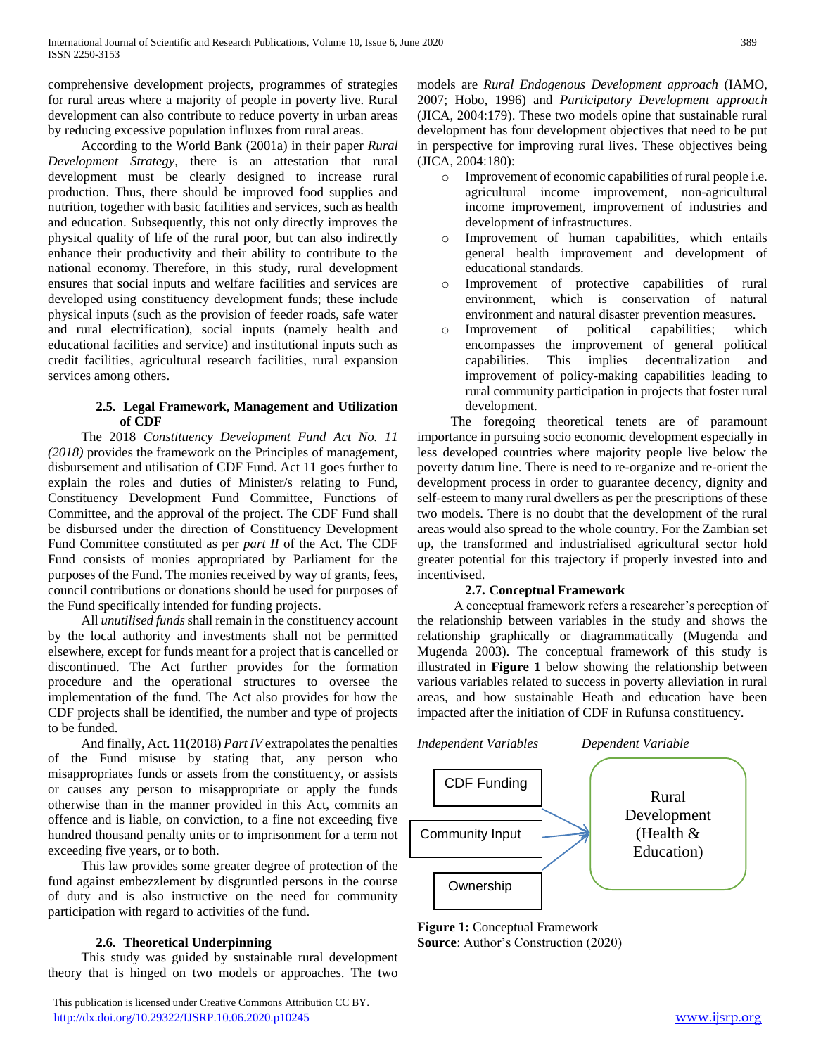comprehensive development projects, programmes of strategies for rural areas where a majority of people in poverty live. Rural development can also contribute to reduce poverty in urban areas by reducing excessive population influxes from rural areas.

According to the World Bank (2001a) in their paper *Rural Development Strategy*, there is an attestation that rural development must be clearly designed to increase rural production. Thus, there should be improved food supplies and nutrition, together with basic facilities and services, such as health and education. Subsequently, this not only directly improves the physical quality of life of the rural poor, but can also indirectly enhance their productivity and their ability to contribute to the national economy. Therefore, in this study, rural development ensures that social inputs and welfare facilities and services are developed using constituency development funds; these include physical inputs (such as the provision of feeder roads, safe water and rural electrification), social inputs (namely health and educational facilities and service) and institutional inputs such as credit facilities, agricultural research facilities, rural expansion services among others.

### 2.5. Legal Framework, Management and Utilization of CDF

The 2018 *Constituency Development Fund Act No. 11 (2018)* provides the framework on the Principles of management, disbursement and utilisation of CDF Fund. Act 11 goes further to explain the roles and duties of Minister/s relating to Fund, Constituency Development Fund Committee, Functions of Committee, and the approval of the project. The CDF Fund shall be disbursed under the direction of Constituency Development Fund Committee constituted as per *part II* of the Act. The CDF Fund consists of monies appropriated by Parliament for the purposes of the Fund. The monies received by way of grants, fees, council contributions or donations should be used for purposes of the Fund specifically intended for funding projects.

All *unutilised funds* shall remain in the constituency account by the local authority and investments shall not be permitted elsewhere, except for funds meant for a project that is cancelled or discontinued. The Act further provides for the formation procedure and the operational structures to oversee the implementation of the fund. The Act also provides for how the CDF projects shall be identified, the number and type of projects to be funded.

And finally, Act. 11(2018) *Part IV* extrapolates the penalties of the Fund misuse by stating that, any person who misappropriates funds or assets from the constituency, or assists or causes any person to misappropriate or apply the funds otherwise than in the manner provided in this Act, commits an offence and is liable, on conviction, to a fine not exceeding five hundred thousand penalty units or to imprisonment for a term not exceeding five years, or to both.

This law provides some greater degree of protection of the fund against embezzlement by disgruntled persons in the course of duty and is also instructive on the need for community participation with regard to activities of the fund.

### 2.6. Theoretical Underpinning

This study was guided by sustainable rural development theory that is hinged on two models or approaches. The two models are *Rural Endogenous Development approach* (IAMO, 2007; Hobo, 1996) and *Participatory Development approach* (JICA, 2004:179). These two models opine that sustainable rural development has four development objectives that need to be put in perspective for improving rural lives. These objectives being (JICA, 2004:180):

- Improvement of economic capabilities of rural people i.e. agricultural income improvement, non-agricultural income improvement, improvement of industries and development of infrastructures.
- Improvement of human capabilities, which entails general health improvement and development of educational standards.
- Improvement of protective capabilities of rural environment, which is conservation of natural environment and natural disaster prevention measures.
- Improvement of political capabilities; which encompasses the improvement of general political capabilities. This implies decentralization and improvement of policy-making capabilities leading to rural community participation in projects that foster rural development.

The foregoing theoretical tenets are of paramount importance in pursuing socio economic development especially in less developed countries where majority people live below the poverty datum line. There is need to re-organize and re-orient the development process in order to guarantee decency, dignity and self-esteem to many rural dwellers as per the prescriptions of these two models. There is no doubt that the development of the rural areas would also spread to the whole country. For the Zambian set up, the transformed and industrialised agricultural sector hold greater potential for this trajectory if properly invested into and incentivised.

### 2.7. Conceptual Framework

A conceptual framework refers a researcher's perception of the relationship between variables in the study and shows the relationship graphically or diagrammatically (Mugenda and Mugenda 2003). The conceptual framework of this study is illustrated in **Figure 1** below showing the relationship between various variables related to success in poverty alleviation in rural areas, and how sustainable Heath and education have been impacted after the initiation of CDF in Rufunsa constituency.

*Independent Variables* — CDF Funding; Community Input; Ownership

*Dependent Variable* — Rural Development (Health & Education)

**Figure 1:** Conceptual Framework
**Source**: Author's Construction (2020)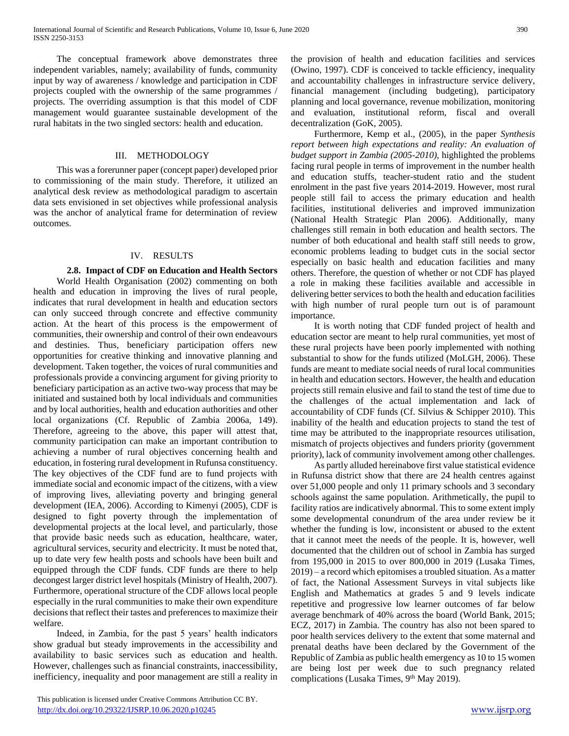The conceptual framework above demonstrates three independent variables, namely; availability of funds, community input by way of awareness / knowledge and participation in CDF projects coupled with the ownership of the same programmes / projects. The overriding assumption is that this model of CDF management would guarantee sustainable development of the rural habitats in the two singled sectors: health and education.

## III. METHODOLOGY

This was a forerunner paper (concept paper) developed prior to commissioning of the main study. Therefore, it utilized an analytical desk review as methodological paradigm to ascertain data sets envisioned in set objectives while professional analysis was the anchor of analytical frame for determination of review outcomes.

## IV. RESULTS

### 2.8. Impact of CDF on Education and Health Sectors

World Health Organisation (2002) commenting on both health and education in improving the lives of rural people, indicates that rural development in health and education sectors can only succeed through concrete and effective community action. At the heart of this process is the empowerment of communities, their ownership and control of their own endeavours and destinies. Thus, beneficiary participation offers new opportunities for creative thinking and innovative planning and development. Taken together, the voices of rural communities and professionals provide a convincing argument for giving priority to beneficiary participation as an active two-way process that may be initiated and sustained both by local individuals and communities and by local authorities, health and education authorities and other local organizations (Cf. Republic of Zambia 2006a, 149). Therefore, agreeing to the above, this paper will attest that, community participation can make an important contribution to achieving a number of rural objectives concerning health and education, in fostering rural development in Rufunsa constituency. The key objectives of the CDF fund are to fund projects with immediate social and economic impact of the citizens, with a view of improving lives, alleviating poverty and bringing general development (IEA, 2006). According to Kimenyi (2005), CDF is designed to fight poverty through the implementation of developmental projects at the local level, and particularly, those that provide basic needs such as education, healthcare, water, agricultural services, security and electricity. It must be noted that, up to date very few health posts and schools have been built and equipped through the CDF funds. CDF funds are there to help decongest larger district level hospitals (Ministry of Health, 2007). Furthermore, operational structure of the CDF allows local people especially in the rural communities to make their own expenditure decisions that reflect their tastes and preferences to maximize their welfare.

Indeed, in Zambia, for the past 5 years' health indicators show gradual but steady improvements in the accessibility and availability to basic services such as education and health. However, challenges such as financial constraints, inaccessibility, inefficiency, inequality and poor management are still a reality in the provision of health and education facilities and services (Owino, 1997). CDF is conceived to tackle efficiency, inequality and accountability challenges in infrastructure service delivery, financial management (including budgeting), participatory planning and local governance, revenue mobilization, monitoring and evaluation, institutional reform, fiscal and overall decentralization (GoK, 2005).

Furthermore, Kemp et al., (2005), in the paper *Synthesis report between high expectations and reality: An evaluation of budget support in Zambia (2005-2010)*, highlighted the problems facing rural people in terms of improvement in the number health and education stuffs, teacher-student ratio and the student enrolment in the past five years 2014-2019. However, most rural people still fail to access the primary education and health facilities, institutional deliveries and improved immunization (National Health Strategic Plan 2006). Additionally, many challenges still remain in both education and health sectors. The number of both educational and health staff still needs to grow, economic problems leading to budget cuts in the social sector especially on basic health and education facilities and many others. Therefore, the question of whether or not CDF has played a role in making these facilities available and accessible in delivering better services to both the health and education facilities with high number of rural people turn out is of paramount importance.

It is worth noting that CDF funded project of health and education sector are meant to help rural communities, yet most of these rural projects have been poorly implemented with nothing substantial to show for the funds utilized (MoLGH, 2006). These funds are meant to mediate social needs of rural local communities in health and education sectors. However, the health and education projects still remain elusive and fail to stand the test of time due to the challenges of the actual implementation and lack of accountability of CDF funds (Cf. Silvius & Schipper 2010). This inability of the health and education projects to stand the test of time may be attributed to the inappropriate resources utilisation, mismatch of projects objectives and funders priority (government priority), lack of community involvement among other challenges.

As partly alluded hereinabove first value statistical evidence in Rufunsa district show that there are 24 health centres against over 51,000 people and only 11 primary schools and 3 secondary schools against the same population. Arithmetically, the pupil to facility ratios are indicatively abnormal. This to some extent imply some developmental conundrum of the area under review be it whether the funding is low, inconsistent or abused to the extent that it cannot meet the needs of the people. It is, however, well documented that the children out of school in Zambia has surged from 195,000 in 2015 to over 800,000 in 2019 (Lusaka Times, 2019) – a record which epitomises a troubled situation. As a matter of fact, the National Assessment Surveys in vital subjects like English and Mathematics at grades 5 and 9 levels indicate repetitive and progressive low learner outcomes of far below average benchmark of 40% across the board (World Bank, 2015; ECZ, 2017) in Zambia. The country has also not been spared to poor health services delivery to the extent that some maternal and prenatal deaths have been declared by the Government of the Republic of Zambia as public health emergency as 10 to 15 women are being lost per week due to such pregnancy related complications (Lusaka Times, 9th May 2019).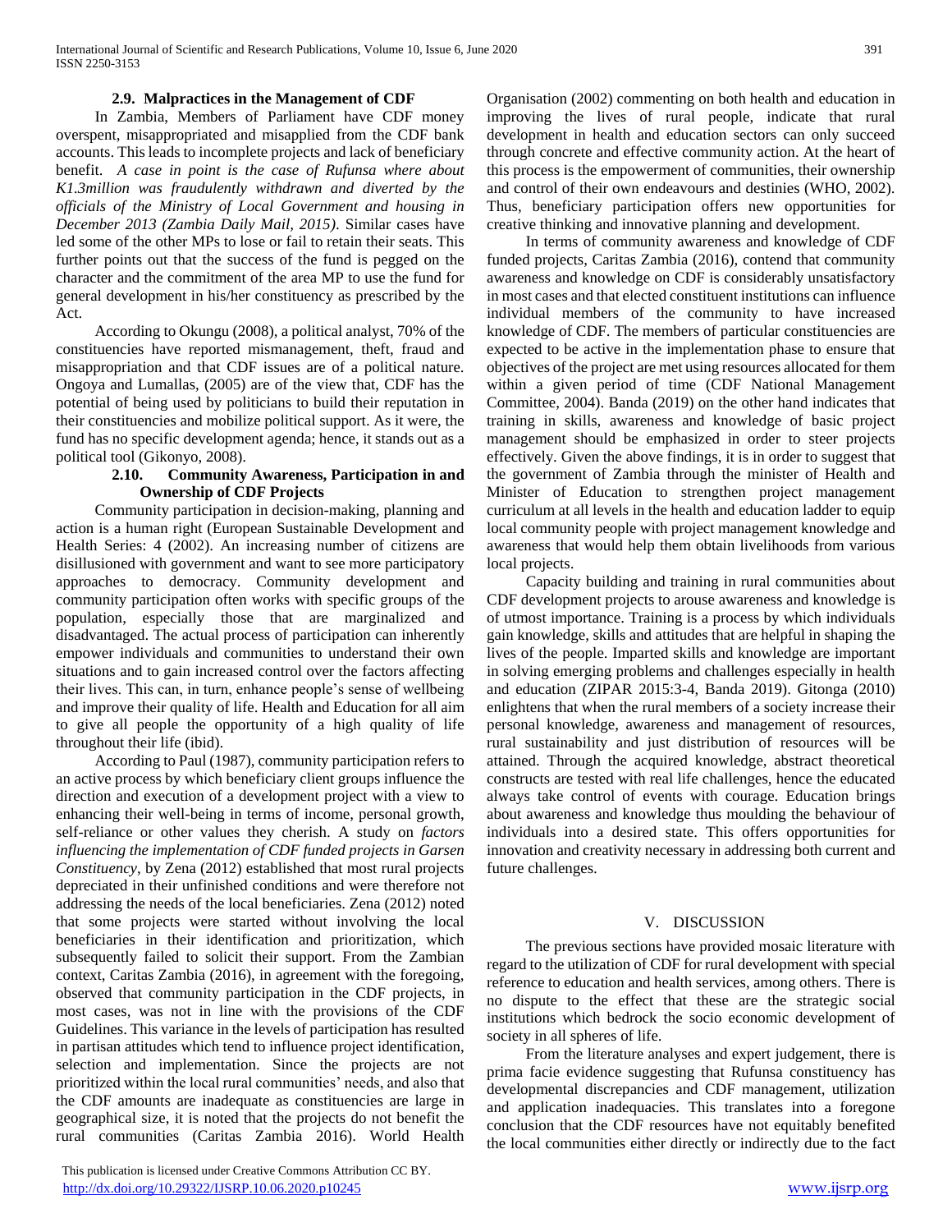### 2.9. Malpractices in the Management of CDF

In Zambia, Members of Parliament have CDF money overspent, misappropriated and misapplied from the CDF bank accounts. This leads to incomplete projects and lack of beneficiary benefit. *A case in point is the case of Rufunsa where about K1.3million was fraudulently withdrawn and diverted by the officials of the Ministry of Local Government and housing in December 2013 (Zambia Daily Mail, 2015)*. Similar cases have led some of the other MPs to lose or fail to retain their seats. This further points out that the success of the fund is pegged on the character and the commitment of the area MP to use the fund for general development in his/her constituency as prescribed by the Act.

According to Okungu (2008), a political analyst, 70% of the constituencies have reported mismanagement, theft, fraud and misappropriation and that CDF issues are of a political nature. Ongoya and Lumallas, (2005) are of the view that, CDF has the potential of being used by politicians to build their reputation in their constituencies and mobilize political support. As it were, the fund has no specific development agenda; hence, it stands out as a political tool (Gikonyo, 2008).

### 2.10. Community Awareness, Participation in and Ownership of CDF Projects

Community participation in decision-making, planning and action is a human right (European Sustainable Development and Health Series: 4 (2002). An increasing number of citizens are disillusioned with government and want to see more participatory approaches to democracy. Community development and community participation often works with specific groups of the population, especially those that are marginalized and disadvantaged. The actual process of participation can inherently empower individuals and communities to understand their own situations and to gain increased control over the factors affecting their lives. This can, in turn, enhance people's sense of wellbeing and improve their quality of life. Health and Education for all aim to give all people the opportunity of a high quality of life throughout their life (ibid).

According to Paul (1987), community participation refers to an active process by which beneficiary client groups influence the direction and execution of a development project with a view to enhancing their well-being in terms of income, personal growth, self-reliance or other values they cherish. A study on *factors influencing the implementation of CDF funded projects in Garsen Constituency*, by Zena (2012) established that most rural projects depreciated in their unfinished conditions and were therefore not addressing the needs of the local beneficiaries. Zena (2012) noted that some projects were started without involving the local beneficiaries in their identification and prioritization, which subsequently failed to solicit their support. From the Zambian context, Caritas Zambia (2016), in agreement with the foregoing, observed that community participation in the CDF projects, in most cases, was not in line with the provisions of the CDF Guidelines. This variance in the levels of participation has resulted in partisan attitudes which tend to influence project identification, selection and implementation. Since the projects are not prioritized within the local rural communities' needs, and also that the CDF amounts are inadequate as constituencies are large in geographical size, it is noted that the projects do not benefit the rural communities (Caritas Zambia 2016). World Health Organisation (2002) commenting on both health and education in improving the lives of rural people, indicate that rural development in health and education sectors can only succeed through concrete and effective community action. At the heart of this process is the empowerment of communities, their ownership and control of their own endeavours and destinies (WHO, 2002). Thus, beneficiary participation offers new opportunities for creative thinking and innovative planning and development.

In terms of community awareness and knowledge of CDF funded projects, Caritas Zambia (2016), contend that community awareness and knowledge on CDF is considerably unsatisfactory in most cases and that elected constituent institutions can influence individual members of the community to have increased knowledge of CDF. The members of particular constituencies are expected to be active in the implementation phase to ensure that objectives of the project are met using resources allocated for them within a given period of time (CDF National Management Committee, 2004). Banda (2019) on the other hand indicates that training in skills, awareness and knowledge of basic project management should be emphasized in order to steer projects effectively. Given the above findings, it is in order to suggest that the government of Zambia through the minister of Health and Minister of Education to strengthen project management curriculum at all levels in the health and education ladder to equip local community people with project management knowledge and awareness that would help them obtain livelihoods from various local projects.

Capacity building and training in rural communities about CDF development projects to arouse awareness and knowledge is of utmost importance. Training is a process by which individuals gain knowledge, skills and attitudes that are helpful in shaping the lives of the people. Imparted skills and knowledge are important in solving emerging problems and challenges especially in health and education (ZIPAR 2015:3-4, Banda 2019). Gitonga (2010) enlightens that when the rural members of a society increase their personal knowledge, awareness and management of resources, rural sustainability and just distribution of resources will be attained. Through the acquired knowledge, abstract theoretical constructs are tested with real life challenges, hence the educated always take control of events with courage. Education brings about awareness and knowledge thus moulding the behaviour of individuals into a desired state. This offers opportunities for innovation and creativity necessary in addressing both current and future challenges.

## V. DISCUSSION

The previous sections have provided mosaic literature with regard to the utilization of CDF for rural development with special reference to education and health services, among others. There is no dispute to the effect that these are the strategic social institutions which bedrock the socio economic development of society in all spheres of life.

From the literature analyses and expert judgement, there is prima facie evidence suggesting that Rufunsa constituency has developmental discrepancies and CDF management, utilization and application inadequacies. This translates into a foregone conclusion that the CDF resources have not equitably benefited the local communities either directly or indirectly due to the fact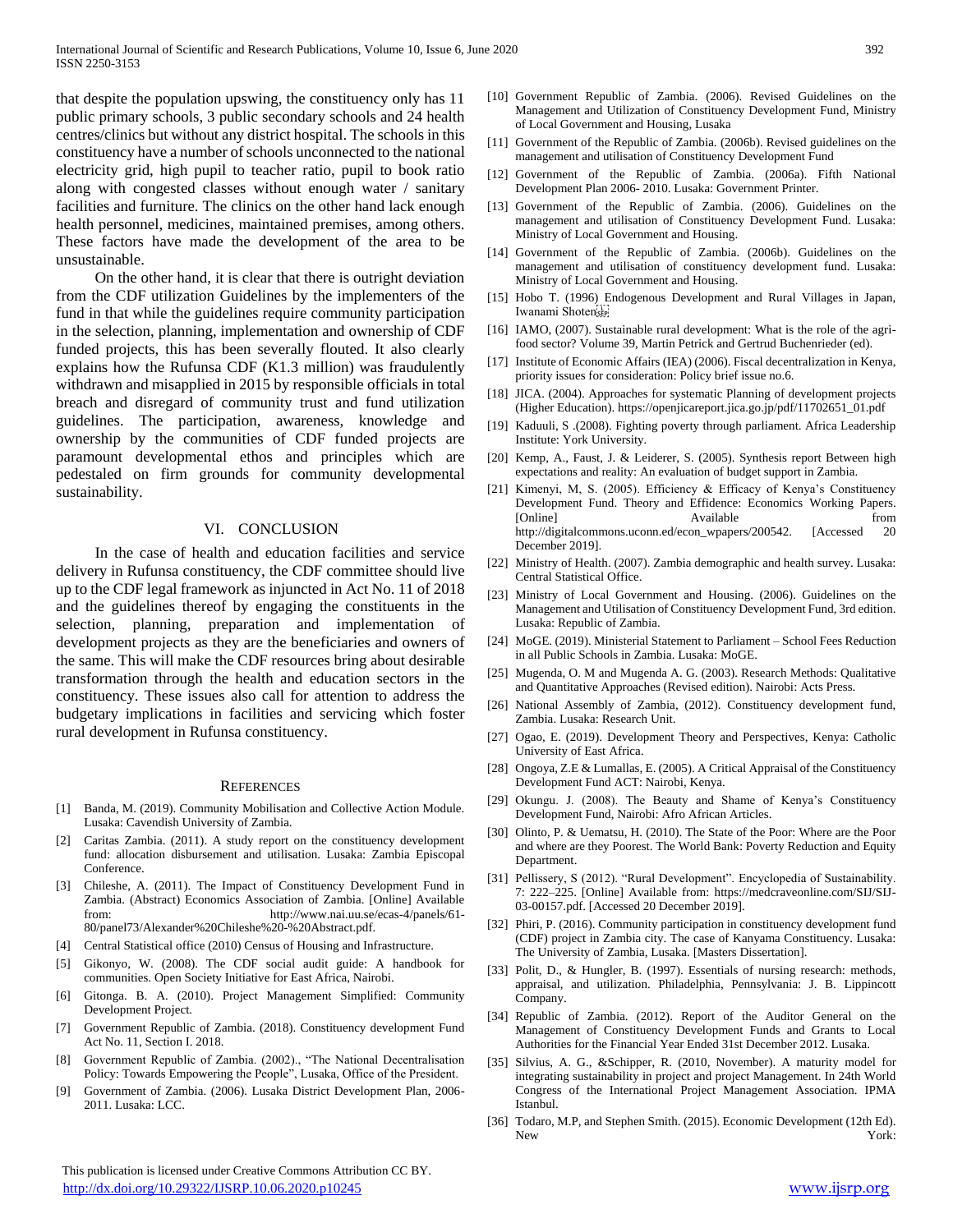that despite the population upswing, the constituency only has 11 public primary schools, 3 public secondary schools and 24 health centres/clinics but without any district hospital. The schools in this constituency have a number of schools unconnected to the national electricity grid, high pupil to teacher ratio, pupil to book ratio along with congested classes without enough water / sanitary facilities and furniture. The clinics on the other hand lack enough health personnel, medicines, maintained premises, among others. These factors have made the development of the area to be unsustainable.

On the other hand, it is clear that there is outright deviation from the CDF utilization Guidelines by the implementers of the fund in that while the guidelines require community participation in the selection, planning, implementation and ownership of CDF funded projects, this has been severally flouted. It also clearly explains how the Rufunsa CDF (K1.3 million) was fraudulently withdrawn and misapplied in 2015 by responsible officials in total breach and disregard of community trust and fund utilization guidelines. The participation, awareness, knowledge and ownership by the communities of CDF funded projects are paramount developmental ethos and principles which are pedestaled on firm grounds for community developmental sustainability.

## VI. CONCLUSION

In the case of health and education facilities and service delivery in Rufunsa constituency, the CDF committee should live up to the CDF legal framework as injuncted in Act No. 11 of 2018 and the guidelines thereof by engaging the constituents in the selection, planning, preparation and implementation of development projects as they are the beneficiaries and owners of the same. This will make the CDF resources bring about desirable transformation through the health and education sectors in the constituency. These issues also call for attention to address the budgetary implications in facilities and servicing which foster rural development in Rufunsa constituency.

## REFERENCES

[1] Banda, M. (2019). Community Mobilisation and Collective Action Module. Lusaka: Cavendish University of Zambia.

[2] Caritas Zambia. (2011). A study report on the constituency development fund: allocation disbursement and utilisation. Lusaka: Zambia Episcopal Conference.

[3] Chileshe, A. (2011). The Impact of Constituency Development Fund in Zambia. (Abstract) Economics Association of Zambia. [Online] Available from: http://www.nai.uu.se/ecas-4/panels/61-80/panel73/Alexander%20Chileshe%20-%20Abstract.pdf.

[4] Central Statistical office (2010) Census of Housing and Infrastructure.

[5] Gikonyo, W. (2008). The CDF social audit guide: A handbook for communities. Open Society Initiative for East Africa, Nairobi.

[6] Gitonga. B. A. (2010). Project Management Simplified: Community Development Project.

[7] Government Republic of Zambia. (2018). Constituency development Fund Act No. 11, Section I. 2018.

[8] Government Republic of Zambia. (2002)., "The National Decentralisation Policy: Towards Empowering the People", Lusaka, Office of the President.

[9] Government of Zambia. (2006). Lusaka District Development Plan, 2006-2011. Lusaka: LCC.

[10] Government Republic of Zambia. (2006). Revised Guidelines on the Management and Utilization of Constituency Development Fund, Ministry of Local Government and Housing, Lusaka

[11] Government of the Republic of Zambia. (2006b). Revised guidelines on the management and utilisation of Constituency Development Fund

[12] Government of the Republic of Zambia. (2006a). Fifth National Development Plan 2006- 2010. Lusaka: Government Printer.

[13] Government of the Republic of Zambia. (2006). Guidelines on the management and utilisation of Constituency Development Fund. Lusaka: Ministry of Local Government and Housing.

[14] Government of the Republic of Zambia. (2006b). Guidelines on the management and utilisation of constituency development fund. Lusaka: Ministry of Local Government and Housing.

[15] Hobo T. (1996) Endogenous Development and Rural Villages in Japan, Iwanami Shoten

[16] IAMO, (2007). Sustainable rural development: What is the role of the agri-food sector? Volume 39, Martin Petrick and Gertrud Buchenrieder (ed).

[17] Institute of Economic Affairs (IEA) (2006). Fiscal decentralization in Kenya, priority issues for consideration: Policy brief issue no.6.

[18] JICA. (2004). Approaches for systematic Planning of development projects (Higher Education). https://openjicareport.jica.go.jp/pdf/11702651_01.pdf

[19] Kaduuli, S .(2008). Fighting poverty through parliament. Africa Leadership Institute: York University.

[20] Kemp, A., Faust, J. & Leiderer, S. (2005). Synthesis report Between high expectations and reality: An evaluation of budget support in Zambia.

[21] Kimenyi, M, S. (2005). Efficiency & Efficacy of Kenya's Constituency Development Fund. Theory and Effidence: Economics Working Papers. [Online] Available from http://digitalcommons.uconn.ed/econ_wpapers/200542. [Accessed 20 December 2019].

[22] Ministry of Health. (2007). Zambia demographic and health survey. Lusaka: Central Statistical Office.

[23] Ministry of Local Government and Housing. (2006). Guidelines on the Management and Utilisation of Constituency Development Fund, 3rd edition. Lusaka: Republic of Zambia.

[24] MoGE. (2019). Ministerial Statement to Parliament – School Fees Reduction in all Public Schools in Zambia. Lusaka: MoGE.

[25] Mugenda, O. M and Mugenda A. G. (2003). Research Methods: Qualitative and Quantitative Approaches (Revised edition). Nairobi: Acts Press.

[26] National Assembly of Zambia, (2012). Constituency development fund, Zambia. Lusaka: Research Unit.

[27] Ogao, E. (2019). Development Theory and Perspectives, Kenya: Catholic University of East Africa.

[28] Ongoya, Z.E & Lumallas, E. (2005). A Critical Appraisal of the Constituency Development Fund ACT: Nairobi, Kenya.

[29] Okungu. J. (2008). The Beauty and Shame of Kenya's Constituency Development Fund, Nairobi: Afro African Articles.

[30] Olinto, P. & Uematsu, H. (2010). The State of the Poor: Where are the Poor and where are they Poorest. The World Bank: Poverty Reduction and Equity Department.

[31] Pellissery, S (2012). "Rural Development". Encyclopedia of Sustainability. 7: 222–225. [Online] Available from: https://medcraveonline.com/SIJ/SIJ-03-00157.pdf. [Accessed 20 December 2019].

[32] Phiri, P. (2016). Community participation in constituency development fund (CDF) project in Zambia city. The case of Kanyama Constituency. Lusaka: The University of Zambia, Lusaka. [Masters Dissertation].

[33] Polit, D., & Hungler, B. (1997). Essentials of nursing research: methods, appraisal, and utilization. Philadelphia, Pennsylvania: J. B. Lippincott Company.

[34] Republic of Zambia. (2012). Report of the Auditor General on the Management of Constituency Development Funds and Grants to Local Authorities for the Financial Year Ended 31st December 2012. Lusaka.

[35] Silvius, A. G., &Schipper, R. (2010, November). A maturity model for integrating sustainability in project and project Management. In 24th World Congress of the International Project Management Association. IPMA Istanbul.

[36] Todaro, M.P, and Stephen Smith. (2015). Economic Development (12th Ed). New York: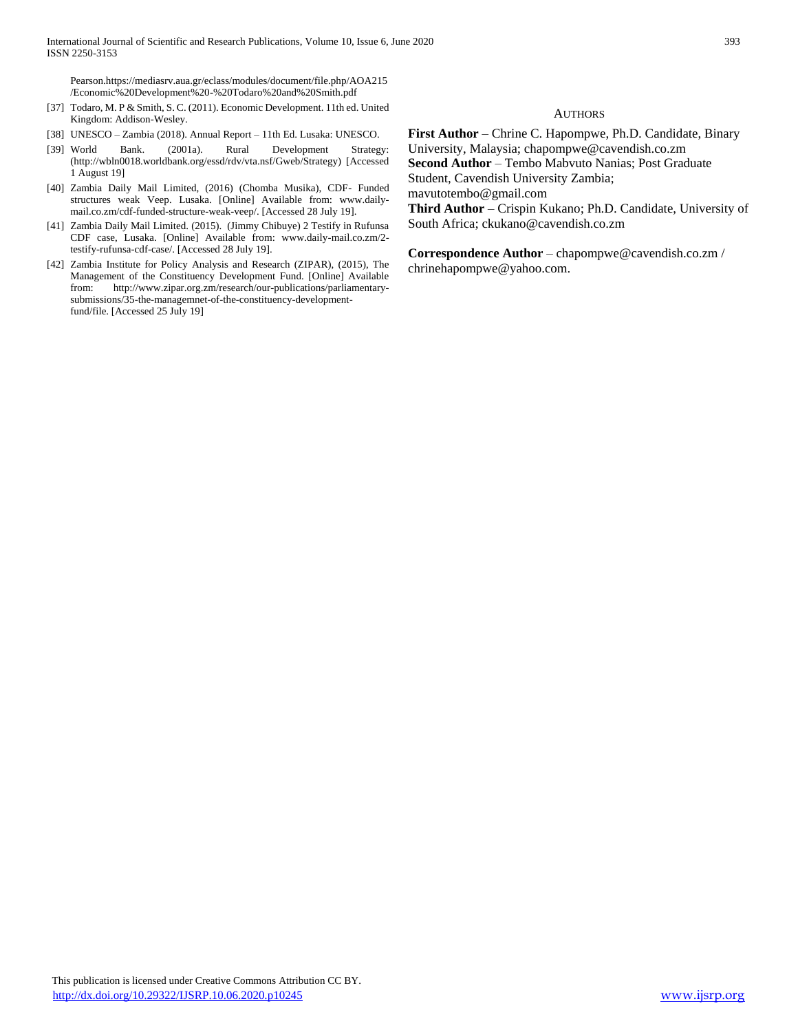Pearson.https://mediasrv.aua.gr/eclass/modules/document/file.php/AOA215/Economic%20Development%20-%20Todaro%20and%20Smith.pdf

[37] Todaro, M. P & Smith, S. C. (2011). Economic Development. 11th ed. United Kingdom: Addison-Wesley.

[38] UNESCO – Zambia (2018). Annual Report – 11th Ed. Lusaka: UNESCO.

[39] World Bank. (2001a). Rural Development Strategy: (http://wbln0018.worldbank.org/essd/rdv/vta.nsf/Gweb/Strategy) [Accessed 1 August 19]

[40] Zambia Daily Mail Limited, (2016) (Chomba Musika), CDF- Funded structures weak Veep. Lusaka. [Online] Available from: www.daily-mail.co.zm/cdf-funded-structure-weak-veep/. [Accessed 28 July 19].

[41] Zambia Daily Mail Limited. (2015). (Jimmy Chibuye) 2 Testify in Rufunsa CDF case, Lusaka. [Online] Available from: www.daily-mail.co.zm/2-testify-rufunsa-cdf-case/. [Accessed 28 July 19].

[42] Zambia Institute for Policy Analysis and Research (ZIPAR), (2015), The Management of the Constituency Development Fund. [Online] Available from: http://www.zipar.org.zm/research/our-publications/parliamentary-submissions/35-the-managemnet-of-the-constituency-development-fund/file. [Accessed 25 July 19]

## AUTHORS

**First Author** – Chrine C. Hapompwe, Ph.D. Candidate, Binary University, Malaysia; chapompwe@cavendish.co.zm
**Second Author** – Tembo Mabvuto Nanias; Post Graduate Student, Cavendish University Zambia; mavutotembo@gmail.com
**Third Author** – Crispin Kukano; Ph.D. Candidate, University of South Africa; ckukano@cavendish.co.zm

**Correspondence Author** – chapompwe@cavendish.co.zm / chrinehapompwe@yahoo.com.